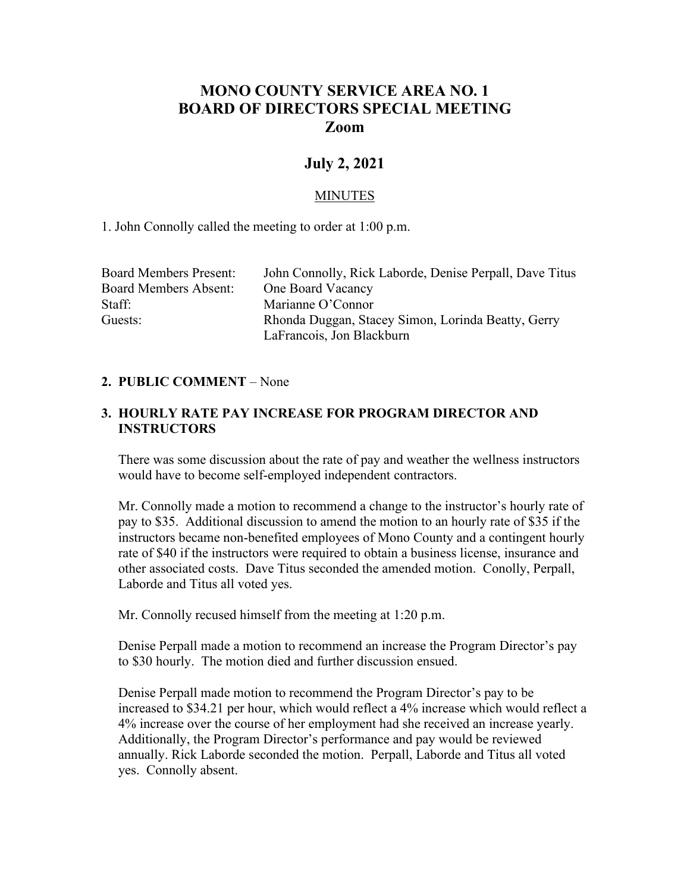# MONO COUNTY SERVICE AREA NO. 1
# BOARD OF DIRECTORS SPECIAL MEETING
# Zoom

## July 2, 2021

MINUTES

1. John Connolly called the meeting to order at 1:00 p.m.

| | |
|---|---|
| Board Members Present: | John Connolly, Rick Laborde, Denise Perpall, Dave Titus |
| Board Members Absent: | One Board Vacancy |
| Staff: | Marianne O'Connor |
| Guests: | Rhonda Duggan, Stacey Simon, Lorinda Beatty, Gerry LaFrancois, Jon Blackburn |

**2. PUBLIC COMMENT** – None

**3. HOURLY RATE PAY INCREASE FOR PROGRAM DIRECTOR AND INSTRUCTORS**

There was some discussion about the rate of pay and weather the wellness instructors would have to become self-employed independent contractors.

Mr. Connolly made a motion to recommend a change to the instructor's hourly rate of pay to $35. Additional discussion to amend the motion to an hourly rate of $35 if the instructors became non-benefited employees of Mono County and a contingent hourly rate of $40 if the instructors were required to obtain a business license, insurance and other associated costs. Dave Titus seconded the amended motion. Conolly, Perpall, Laborde and Titus all voted yes.

Mr. Connolly recused himself from the meeting at 1:20 p.m.

Denise Perpall made a motion to recommend an increase the Program Director's pay to $30 hourly. The motion died and further discussion ensued.

Denise Perpall made motion to recommend the Program Director's pay to be increased to $34.21 per hour, which would reflect a 4% increase which would reflect a 4% increase over the course of her employment had she received an increase yearly. Additionally, the Program Director's performance and pay would be reviewed annually. Rick Laborde seconded the motion. Perpall, Laborde and Titus all voted yes. Connolly absent.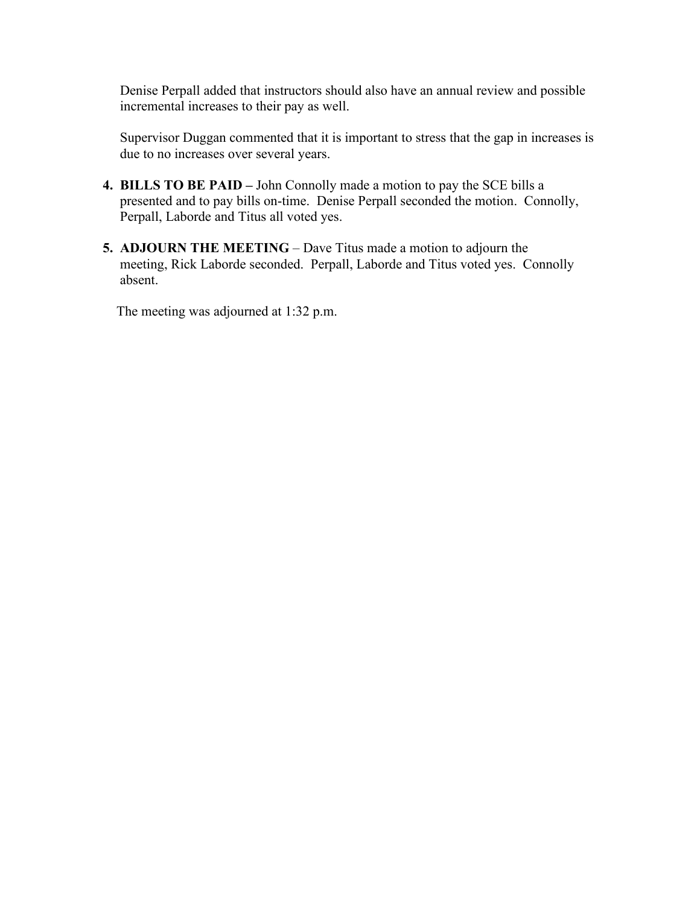Denise Perpall added that instructors should also have an annual review and possible incremental increases to their pay as well.

Supervisor Duggan commented that it is important to stress that the gap in increases is due to no increases over several years.

4. **BILLS TO BE PAID –** John Connolly made a motion to pay the SCE bills a presented and to pay bills on-time. Denise Perpall seconded the motion. Connolly, Perpall, Laborde and Titus all voted yes.

5. **ADJOURN THE MEETING** – Dave Titus made a motion to adjourn the meeting, Rick Laborde seconded. Perpall, Laborde and Titus voted yes. Connolly absent.

The meeting was adjourned at 1:32 p.m.